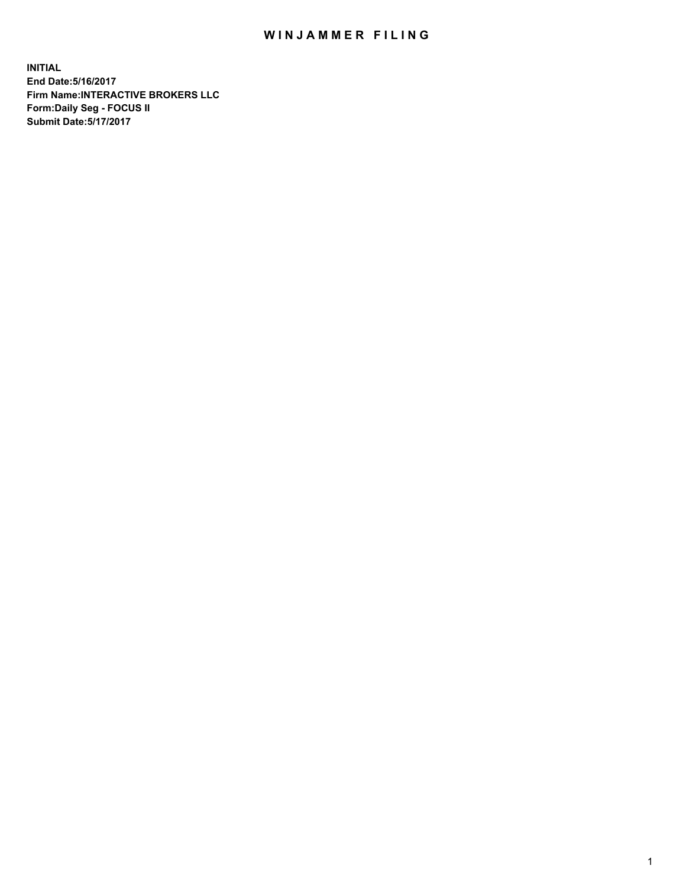# WINJAMMER FILING

**INITIAL**
**End Date:5/16/2017**
**Firm Name:INTERACTIVE BROKERS LLC**
**Form:Daily Seg - FOCUS II**
**Submit Date:5/17/2017**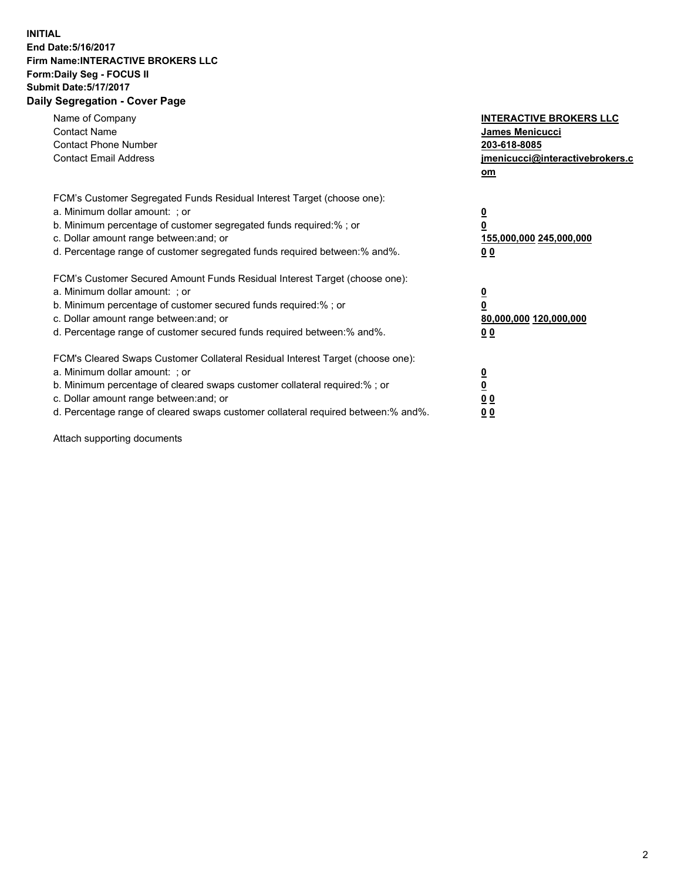**INITIAL**
**End Date:5/16/2017**
**Firm Name:INTERACTIVE BROKERS LLC**
**Form:Daily Seg - FOCUS II**
**Submit Date:5/17/2017**
**Daily Segregation - Cover Page**

| | |
|---|---|
| Name of Company | **INTERACTIVE BROKERS LLC** |
| Contact Name | **James Menicucci** |
| Contact Phone Number | **203-618-8085** |
| Contact Email Address | **jmenicucci@interactivebrokers.com** |

FCM's Customer Segregated Funds Residual Interest Target (choose one):

| | |
|---|---|
| a. Minimum dollar amount: ; or | **0** |
| b. Minimum percentage of customer segregated funds required:% ; or | **0** |
| c. Dollar amount range between:and; or | **155,000,000 245,000,000** |
| d. Percentage range of customer segregated funds required between:% and%. | **0 0** |

FCM's Customer Secured Amount Funds Residual Interest Target (choose one):

| | |
|---|---|
| a. Minimum dollar amount: ; or | **0** |
| b. Minimum percentage of customer secured funds required:% ; or | **0** |
| c. Dollar amount range between:and; or | **80,000,000 120,000,000** |
| d. Percentage range of customer secured funds required between:% and%. | **0 0** |

FCM's Cleared Swaps Customer Collateral Residual Interest Target (choose one):

| | |
|---|---|
| a. Minimum dollar amount: ; or | **0** |
| b. Minimum percentage of cleared swaps customer collateral required:% ; or | **0** |
| c. Dollar amount range between:and; or | **0 0** |
| d. Percentage range of cleared swaps customer collateral required between:% and%. | **0 0** |

Attach supporting documents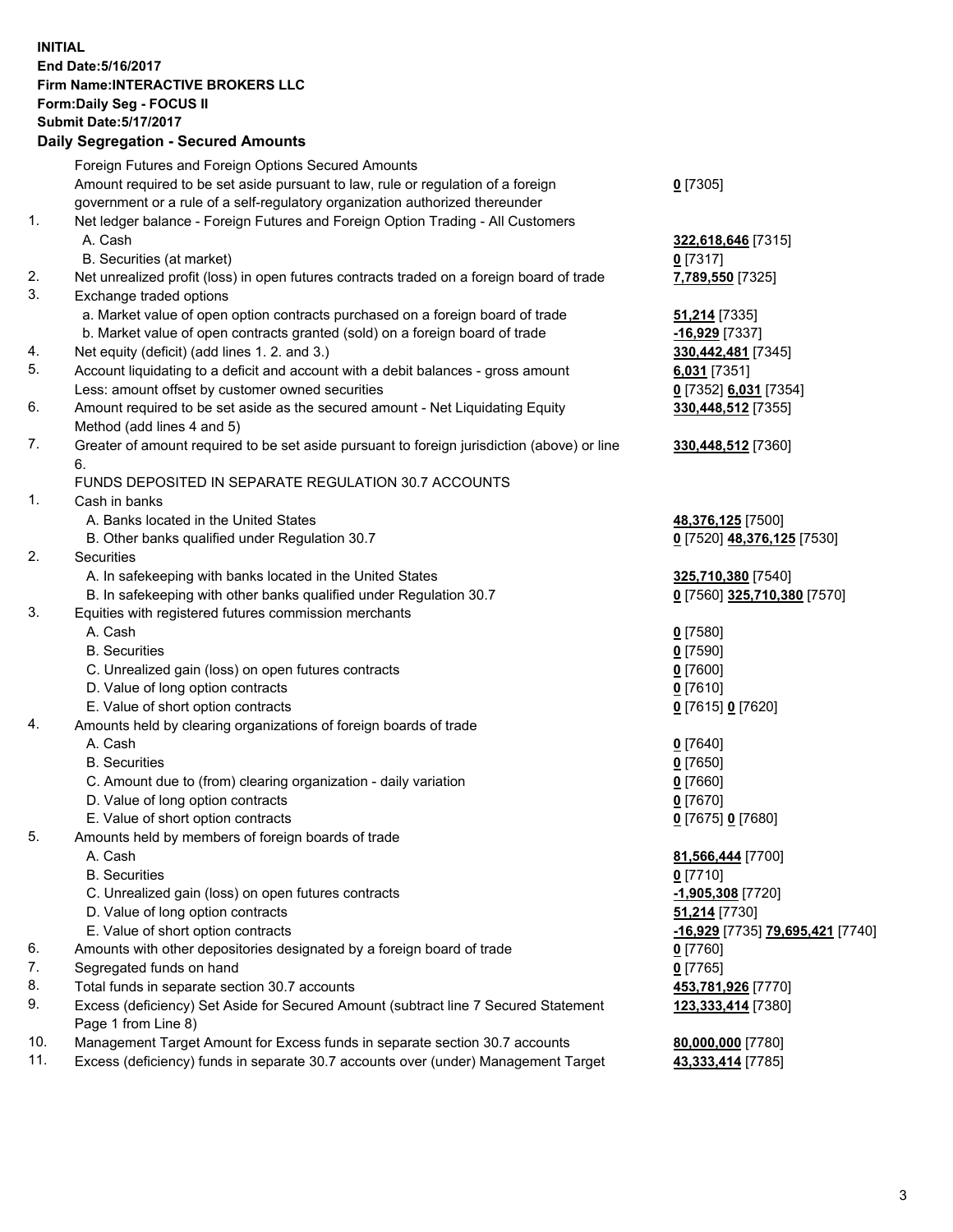**INITIAL**
**End Date:5/16/2017**
**Firm Name:INTERACTIVE BROKERS LLC**
**Form:Daily Seg - FOCUS II**
**Submit Date:5/17/2017**

## Daily Segregation - Secured Amounts

| | | |
|---|---|---|
| | Foreign Futures and Foreign Options Secured Amounts | |
| | Amount required to be set aside pursuant to law, rule or regulation of a foreign government or a rule of a self-regulatory organization authorized thereunder | **0** [7305] |
| 1. | Net ledger balance - Foreign Futures and Foreign Option Trading - All Customers | |
| | A. Cash | **322,618,646** [7315] |
| | B. Securities (at market) | **0** [7317] |
| 2. | Net unrealized profit (loss) in open futures contracts traded on a foreign board of trade | **7,789,550** [7325] |
| 3. | Exchange traded options | |
| | a. Market value of open option contracts purchased on a foreign board of trade | **51,214** [7335] |
| | b. Market value of open contracts granted (sold) on a foreign board of trade | **-16,929** [7337] |
| 4. | Net equity (deficit) (add lines 1. 2. and 3.) | **330,442,481** [7345] |
| 5. | Account liquidating to a deficit and account with a debit balances - gross amount | **6,031** [7351] |
| | Less: amount offset by customer owned securities | **0** [7352] **6,031** [7354] |
| 6. | Amount required to be set aside as the secured amount - Net Liquidating Equity Method (add lines 4 and 5) | **330,448,512** [7355] |
| 7. | Greater of amount required to be set aside pursuant to foreign jurisdiction (above) or line 6. | **330,448,512** [7360] |
| | FUNDS DEPOSITED IN SEPARATE REGULATION 30.7 ACCOUNTS | |
| 1. | Cash in banks | |
| | A. Banks located in the United States | **48,376,125** [7500] |
| | B. Other banks qualified under Regulation 30.7 | **0** [7520] **48,376,125** [7530] |
| 2. | Securities | |
| | A. In safekeeping with banks located in the United States | **325,710,380** [7540] |
| | B. In safekeeping with other banks qualified under Regulation 30.7 | **0** [7560] **325,710,380** [7570] |
| 3. | Equities with registered futures commission merchants | |
| | A. Cash | **0** [7580] |
| | B. Securities | **0** [7590] |
| | C. Unrealized gain (loss) on open futures contracts | **0** [7600] |
| | D. Value of long option contracts | **0** [7610] |
| | E. Value of short option contracts | **0** [7615] **0** [7620] |
| 4. | Amounts held by clearing organizations of foreign boards of trade | |
| | A. Cash | **0** [7640] |
| | B. Securities | **0** [7650] |
| | C. Amount due to (from) clearing organization - daily variation | **0** [7660] |
| | D. Value of long option contracts | **0** [7670] |
| | E. Value of short option contracts | **0** [7675] **0** [7680] |
| 5. | Amounts held by members of foreign boards of trade | |
| | A. Cash | **81,566,444** [7700] |
| | B. Securities | **0** [7710] |
| | C. Unrealized gain (loss) on open futures contracts | **-1,905,308** [7720] |
| | D. Value of long option contracts | **51,214** [7730] |
| | E. Value of short option contracts | **-16,929** [7735] **79,695,421** [7740] |
| 6. | Amounts with other depositories designated by a foreign board of trade | **0** [7760] |
| 7. | Segregated funds on hand | **0** [7765] |
| 8. | Total funds in separate section 30.7 accounts | **453,781,926** [7770] |
| 9. | Excess (deficiency) Set Aside for Secured Amount (subtract line 7 Secured Statement Page 1 from Line 8) | **123,333,414** [7380] |
| 10. | Management Target Amount for Excess funds in separate section 30.7 accounts | **80,000,000** [7780] |
| 11. | Excess (deficiency) funds in separate 30.7 accounts over (under) Management Target | **43,333,414** [7785] |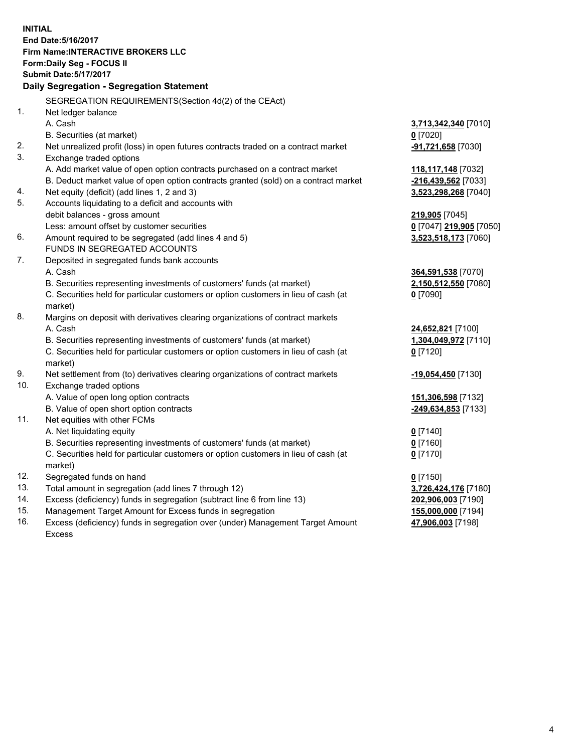**INITIAL**
**End Date:5/16/2017**
**Firm Name:INTERACTIVE BROKERS LLC**
**Form:Daily Seg - FOCUS II**
**Submit Date:5/17/2017**

**Daily Segregation - Segregation Statement**

| | SEGREGATION REQUIREMENTS(Section 4d(2) of the CEAct) | |
|---|---|---|
| 1. | Net ledger balance | |
| | A. Cash | **3,713,342,340** [7010] |
| | B. Securities (at market) | **0** [7020] |
| 2. | Net unrealized profit (loss) in open futures contracts traded on a contract market | **-91,721,658** [7030] |
| 3. | Exchange traded options | |
| | A. Add market value of open option contracts purchased on a contract market | **118,117,148** [7032] |
| | B. Deduct market value of open option contracts granted (sold) on a contract market | **-216,439,562** [7033] |
| 4. | Net equity (deficit) (add lines 1, 2 and 3) | **3,523,298,268** [7040] |
| 5. | Accounts liquidating to a deficit and accounts with | |
| | debit balances - gross amount | **219,905** [7045] |
| | Less: amount offset by customer securities | **0** [7047] **219,905** [7050] |
| 6. | Amount required to be segregated (add lines 4 and 5) | **3,523,518,173** [7060] |
| | FUNDS IN SEGREGATED ACCOUNTS | |
| 7. | Deposited in segregated funds bank accounts | |
| | A. Cash | **364,591,538** [7070] |
| | B. Securities representing investments of customers' funds (at market) | **2,150,512,550** [7080] |
| | C. Securities held for particular customers or option customers in lieu of cash (at market) | **0** [7090] |
| 8. | Margins on deposit with derivatives clearing organizations of contract markets | |
| | A. Cash | **24,652,821** [7100] |
| | B. Securities representing investments of customers' funds (at market) | **1,304,049,972** [7110] |
| | C. Securities held for particular customers or option customers in lieu of cash (at market) | **0** [7120] |
| 9. | Net settlement from (to) derivatives clearing organizations of contract markets | **-19,054,450** [7130] |
| 10. | Exchange traded options | |
| | A. Value of open long option contracts | **151,306,598** [7132] |
| | B. Value of open short option contracts | **-249,634,853** [7133] |
| 11. | Net equities with other FCMs | |
| | A. Net liquidating equity | **0** [7140] |
| | B. Securities representing investments of customers' funds (at market) | **0** [7160] |
| | C. Securities held for particular customers or option customers in lieu of cash (at market) | **0** [7170] |
| 12. | Segregated funds on hand | **0** [7150] |
| 13. | Total amount in segregation (add lines 7 through 12) | **3,726,424,176** [7180] |
| 14. | Excess (deficiency) funds in segregation (subtract line 6 from line 13) | **202,906,003** [7190] |
| 15. | Management Target Amount for Excess funds in segregation | **155,000,000** [7194] |
| 16. | Excess (deficiency) funds in segregation over (under) Management Target Amount Excess | **47,906,003** [7198] |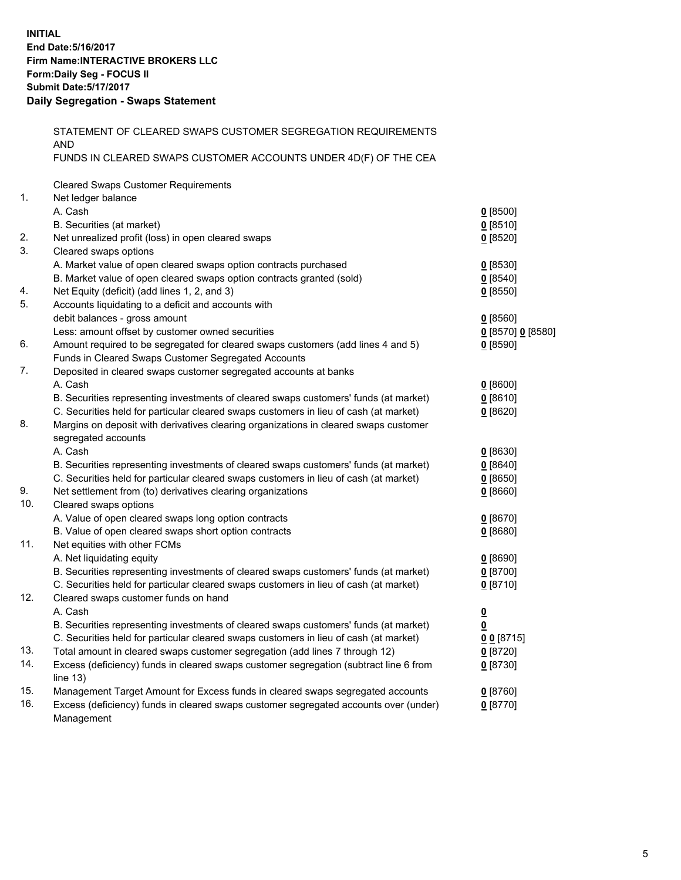**INITIAL**
**End Date:5/16/2017**
**Firm Name:INTERACTIVE BROKERS LLC**
**Form:Daily Seg - FOCUS II**
**Submit Date:5/17/2017**
**Daily Segregation - Swaps Statement**

STATEMENT OF CLEARED SWAPS CUSTOMER SEGREGATION REQUIREMENTS AND FUNDS IN CLEARED SWAPS CUSTOMER ACCOUNTS UNDER 4D(F) OF THE CEA

| | | |
|---|---|---|
| | Cleared Swaps Customer Requirements | |
| 1. | Net ledger balance | |
| | A. Cash | 0 [8500] |
| | B. Securities (at market) | 0 [8510] |
| 2. | Net unrealized profit (loss) in open cleared swaps | 0 [8520] |
| 3. | Cleared swaps options | |
| | A. Market value of open cleared swaps option contracts purchased | 0 [8530] |
| | B. Market value of open cleared swaps option contracts granted (sold) | 0 [8540] |
| 4. | Net Equity (deficit) (add lines 1, 2, and 3) | 0 [8550] |
| 5. | Accounts liquidating to a deficit and accounts with debit balances - gross amount | 0 [8560] |
| | Less: amount offset by customer owned securities | 0 [8570] 0 [8580] |
| 6. | Amount required to be segregated for cleared swaps customers (add lines 4 and 5) | 0 [8590] |
| | Funds in Cleared Swaps Customer Segregated Accounts | |
| 7. | Deposited in cleared swaps customer segregated accounts at banks | |
| | A. Cash | 0 [8600] |
| | B. Securities representing investments of cleared swaps customers' funds (at market) | 0 [8610] |
| | C. Securities held for particular cleared swaps customers in lieu of cash (at market) | 0 [8620] |
| 8. | Margins on deposit with derivatives clearing organizations in cleared swaps customer segregated accounts | |
| | A. Cash | 0 [8630] |
| | B. Securities representing investments of cleared swaps customers' funds (at market) | 0 [8640] |
| | C. Securities held for particular cleared swaps customers in lieu of cash (at market) | 0 [8650] |
| 9. | Net settlement from (to) derivatives clearing organizations | 0 [8660] |
| 10. | Cleared swaps options | |
| | A. Value of open cleared swaps long option contracts | 0 [8670] |
| | B. Value of open cleared swaps short option contracts | 0 [8680] |
| 11. | Net equities with other FCMs | |
| | A. Net liquidating equity | 0 [8690] |
| | B. Securities representing investments of cleared swaps customers' funds (at market) | 0 [8700] |
| | C. Securities held for particular cleared swaps customers in lieu of cash (at market) | 0 [8710] |
| 12. | Cleared swaps customer funds on hand | |
| | A. Cash | 0 |
| | B. Securities representing investments of cleared swaps customers' funds (at market) | 0 |
| | C. Securities held for particular cleared swaps customers in lieu of cash (at market) | 0 0 [8715] |
| 13. | Total amount in cleared swaps customer segregation (add lines 7 through 12) | 0 [8720] |
| 14. | Excess (deficiency) funds in cleared swaps customer segregation (subtract line 6 from line 13) | 0 [8730] |
| 15. | Management Target Amount for Excess funds in cleared swaps segregated accounts | 0 [8760] |
| 16. | Excess (deficiency) funds in cleared swaps customer segregated accounts over (under) Management | 0 [8770] |